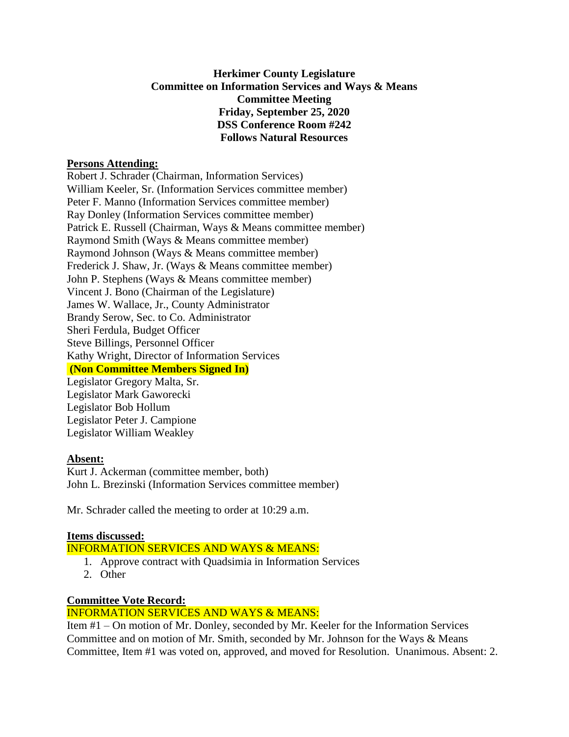**Herkimer County Legislature**
**Committee on Information Services and Ways & Means**
**Committee Meeting**
**Friday, September 25, 2020**
**DSS Conference Room #242**
**Follows Natural Resources**

**Persons Attending:**

Robert J. Schrader (Chairman, Information Services)
William Keeler, Sr. (Information Services committee member)
Peter F. Manno (Information Services committee member)
Ray Donley (Information Services committee member)
Patrick E. Russell (Chairman, Ways & Means committee member)
Raymond Smith (Ways & Means committee member)
Raymond Johnson (Ways & Means committee member)
Frederick J. Shaw, Jr. (Ways & Means committee member)
John P. Stephens (Ways & Means committee member)
Vincent J. Bono (Chairman of the Legislature)
James W. Wallace, Jr., County Administrator
Brandy Serow, Sec. to Co. Administrator
Sheri Ferdula, Budget Officer
Steve Billings, Personnel Officer
Kathy Wright, Director of Information Services

**(Non Committee Members Signed In)**

Legislator Gregory Malta, Sr.
Legislator Mark Gaworecki
Legislator Bob Hollum
Legislator Peter J. Campione
Legislator William Weakley

**Absent:**

Kurt J. Ackerman (committee member, both)
John L. Brezinski (Information Services committee member)

Mr. Schrader called the meeting to order at 10:29 a.m.

**Items discussed:**

INFORMATION SERVICES AND WAYS & MEANS:

1. Approve contract with Quadsimia in Information Services
2. Other

**Committee Vote Record:**

INFORMATION SERVICES AND WAYS & MEANS:

Item #1 – On motion of Mr. Donley, seconded by Mr. Keeler for the Information Services Committee and on motion of Mr. Smith, seconded by Mr. Johnson for the Ways & Means Committee, Item #1 was voted on, approved, and moved for Resolution. Unanimous. Absent: 2.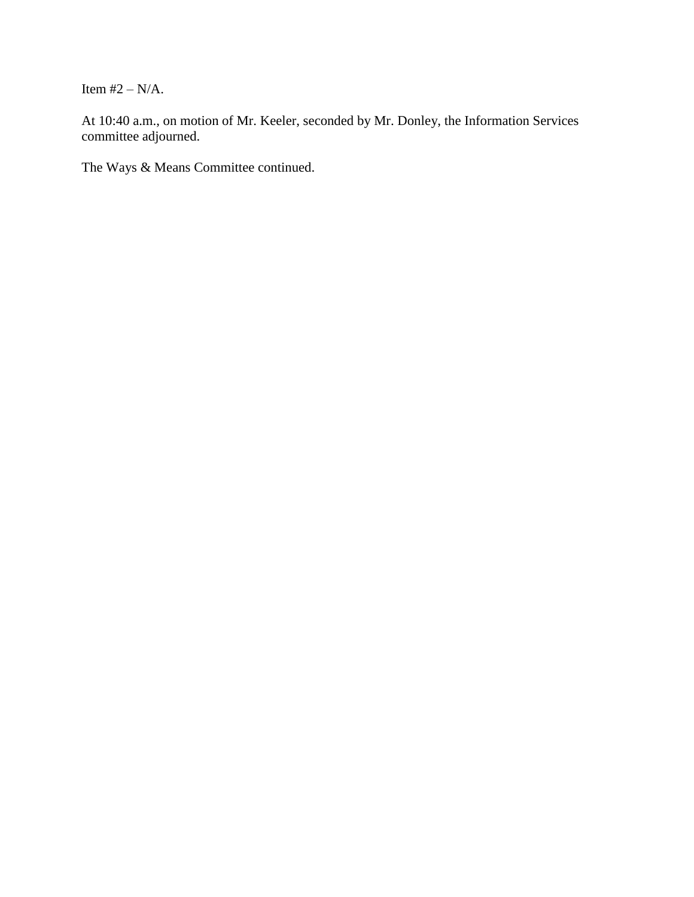Item #2 – N/A.

At 10:40 a.m., on motion of Mr. Keeler, seconded by Mr. Donley, the Information Services committee adjourned.

The Ways & Means Committee continued.